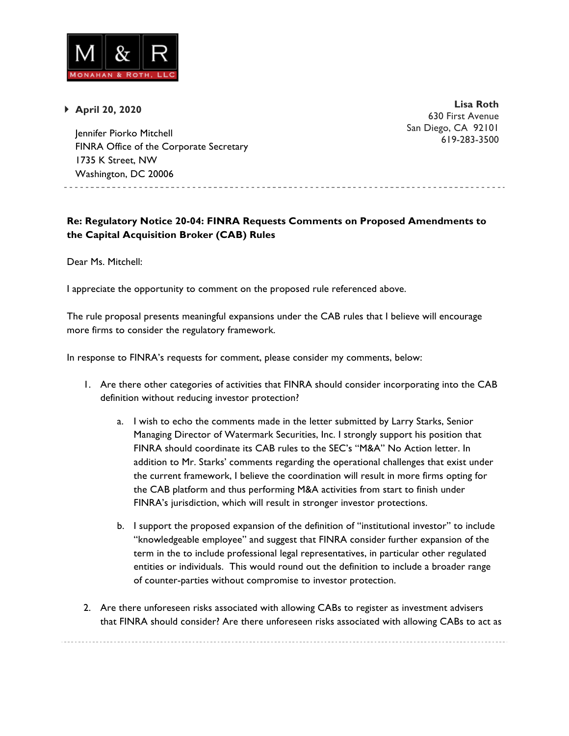M & R
MONAHAN & ROTH, LLC

**April 20, 2020**

**Lisa Roth**
630 First Avenue
San Diego, CA 92101
619-283-3500

Jennifer Piorko Mitchell
FINRA Office of the Corporate Secretary
1735 K Street, NW
Washington, DC 20006

---

**Re: Regulatory Notice 20-04: FINRA Requests Comments on Proposed Amendments to the Capital Acquisition Broker (CAB) Rules**

Dear Ms. Mitchell:

I appreciate the opportunity to comment on the proposed rule referenced above.

The rule proposal presents meaningful expansions under the CAB rules that I believe will encourage more firms to consider the regulatory framework.

In response to FINRA's requests for comment, please consider my comments, below:

1. Are there other categories of activities that FINRA should consider incorporating into the CAB definition without reducing investor protection?

    a. I wish to echo the comments made in the letter submitted by Larry Starks, Senior Managing Director of Watermark Securities, Inc. I strongly support his position that FINRA should coordinate its CAB rules to the SEC's "M&A" No Action letter. In addition to Mr. Starks' comments regarding the operational challenges that exist under the current framework, I believe the coordination will result in more firms opting for the CAB platform and thus performing M&A activities from start to finish under FINRA's jurisdiction, which will result in stronger investor protections.

    b. I support the proposed expansion of the definition of "institutional investor" to include "knowledgeable employee" and suggest that FINRA consider further expansion of the term in the to include professional legal representatives, in particular other regulated entities or individuals. This would round out the definition to include a broader range of counter-parties without compromise to investor protection.

2. Are there unforeseen risks associated with allowing CABs to register as investment advisers that FINRA should consider? Are there unforeseen risks associated with allowing CABs to act as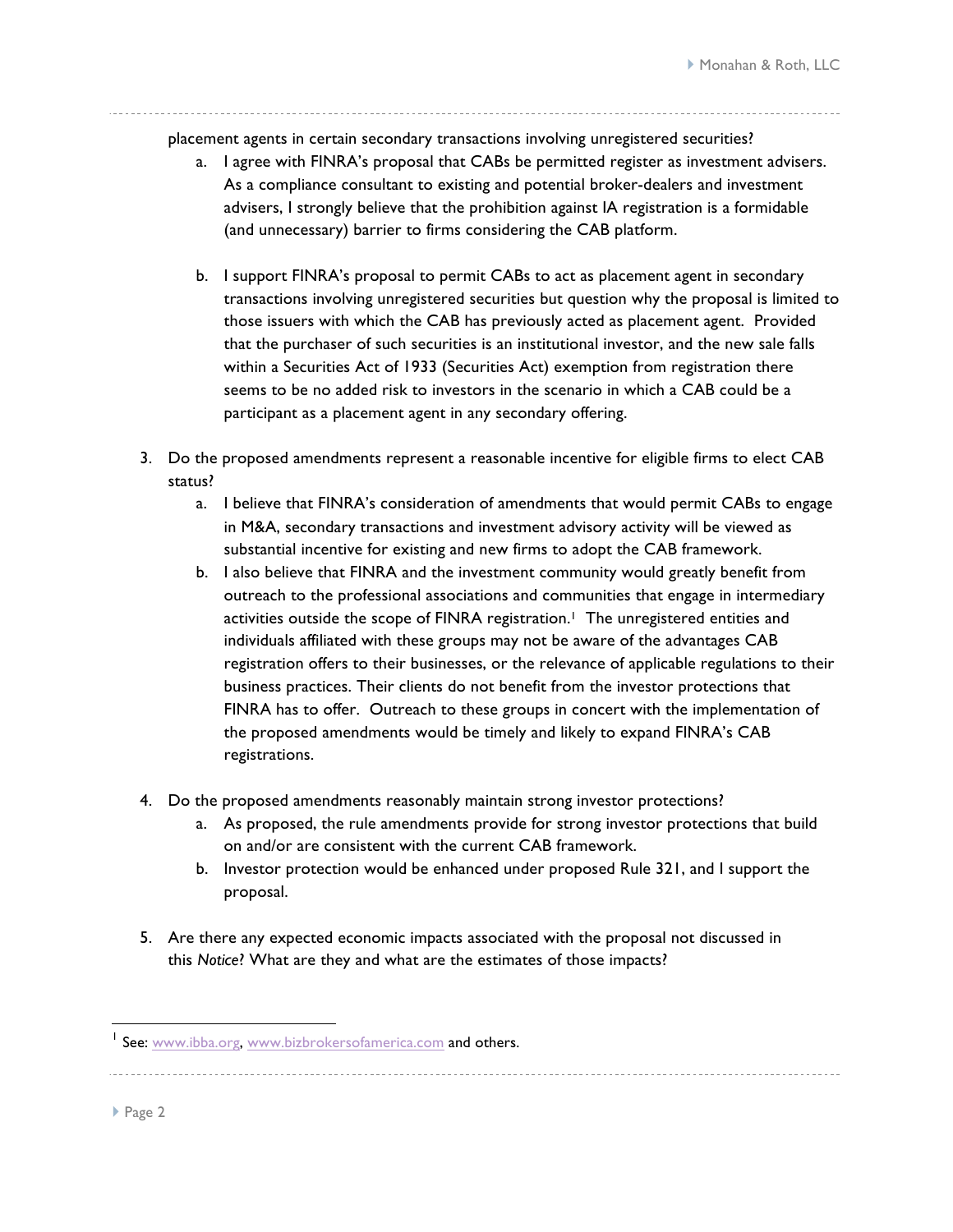placement agents in certain secondary transactions involving unregistered securities?

   a. I agree with FINRA's proposal that CABs be permitted register as investment advisers. As a compliance consultant to existing and potential broker-dealers and investment advisers, I strongly believe that the prohibition against IA registration is a formidable (and unnecessary) barrier to firms considering the CAB platform.

   b. I support FINRA's proposal to permit CABs to act as placement agent in secondary transactions involving unregistered securities but question why the proposal is limited to those issuers with which the CAB has previously acted as placement agent. Provided that the purchaser of such securities is an institutional investor, and the new sale falls within a Securities Act of 1933 (Securities Act) exemption from registration there seems to be no added risk to investors in the scenario in which a CAB could be a participant as a placement agent in any secondary offering.

3. Do the proposed amendments represent a reasonable incentive for eligible firms to elect CAB status?
   a. I believe that FINRA's consideration of amendments that would permit CABs to engage in M&A, secondary transactions and investment advisory activity will be viewed as substantial incentive for existing and new firms to adopt the CAB framework.
   b. I also believe that FINRA and the investment community would greatly benefit from outreach to the professional associations and communities that engage in intermediary activities outside the scope of FINRA registration.[1] The unregistered entities and individuals affiliated with these groups may not be aware of the advantages CAB registration offers to their businesses, or the relevance of applicable regulations to their business practices. Their clients do not benefit from the investor protections that FINRA has to offer. Outreach to these groups in concert with the implementation of the proposed amendments would be timely and likely to expand FINRA's CAB registrations.

4. Do the proposed amendments reasonably maintain strong investor protections?
   a. As proposed, the rule amendments provide for strong investor protections that build on and/or are consistent with the current CAB framework.
   b. Investor protection would be enhanced under proposed Rule 321, and I support the proposal.

5. Are there any expected economic impacts associated with the proposal not discussed in this *Notice*? What are they and what are the estimates of those impacts?

[1] See: www.ibba.org, www.bizbrokersofamerica.com and others.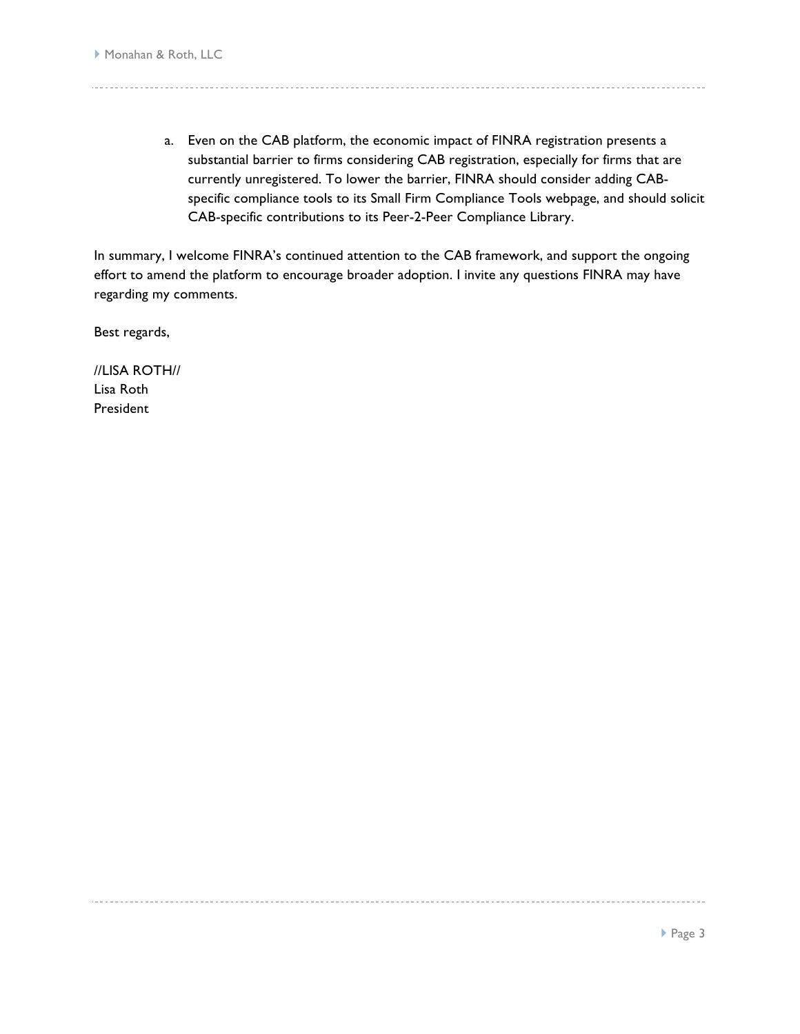a. Even on the CAB platform, the economic impact of FINRA registration presents a substantial barrier to firms considering CAB registration, especially for firms that are currently unregistered. To lower the barrier, FINRA should consider adding CAB-specific compliance tools to its Small Firm Compliance Tools webpage, and should solicit CAB-specific contributions to its Peer-2-Peer Compliance Library.

In summary, I welcome FINRA's continued attention to the CAB framework, and support the ongoing effort to amend the platform to encourage broader adoption. I invite any questions FINRA may have regarding my comments.

Best regards,

//LISA ROTH//
Lisa Roth
President